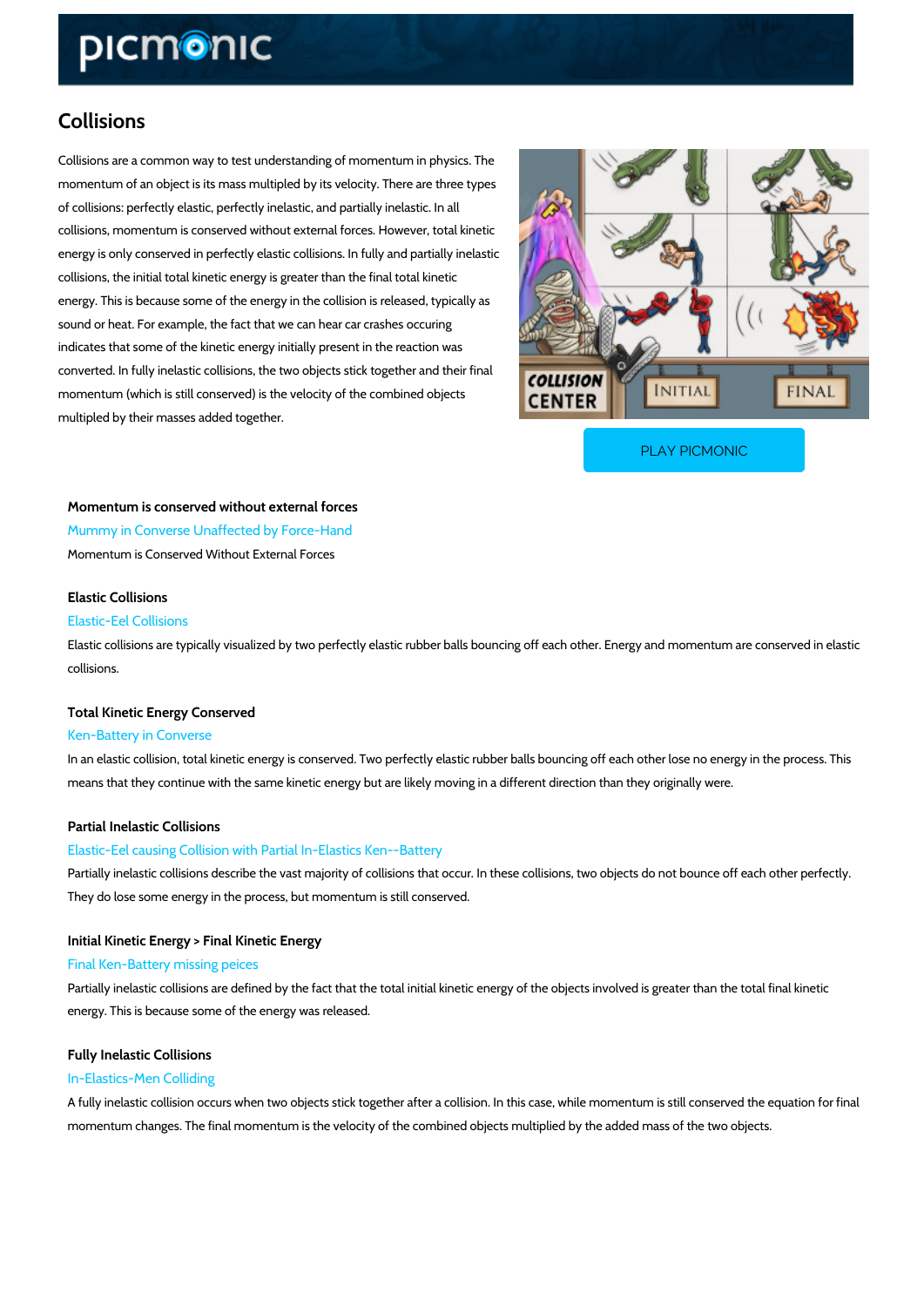# Collisions

Collisions are a common way to test understanding of momentum in physics. The momentum of an object is its mass multipled by its velocity. There are three types of collisions: perfectly elastic, perfectly inelastic, and partially inelastic. In all collisions, momentum is conserved without external forces. However, total kinetic energy is only conserved in perfectly elastic collisions. In fully and partially inelastic collisions, the initial total kinetic energy is greater than the final total kinetic energy. This is because some of the energy in the collision is released, typically as sound or heat. For example, the fact that we can hear car crashes occuring indicates that some of the kinetic energy initially present in the reaction was converted. In fully inelastic collisions, the two objects stick together and their final momentum (which is still conserved) is the velocity of the combined objects multipled by their masses added together.

PLAY PICMONIC

### Momentum is conserved without external forces

Mummy in Converse Unaffected by Force-Hand

Momentum is Conserved Without External Forces

### Elastic Collisions

Elastic-Eel Collisions

Elastic collisions are typically visualized by two perfectly elastic rubber balls bouncing off each other. Energy and momentum are conserved in elastic collisions.

### Total Kinetic Energy Conserved

Ken-Battery in Converse

In an elastic collision, total kinetic energy is conserved. Two perfectly elastic rubber balls bouncing off each other lose no energy in the process. This means that they continue with the same kinetic energy but are likely moving in a different direction than they originally were.

### Partial Inelastic Collisions

Elastic-Eel causing Collision with Partial In-Elastics Ken--Battery

Partially inelastic collisions describe the vast majority of collisions that occur. In these collisions, two objects do not bounce off each other perfectly. They do lose some energy in the process, but momentum is still conserved.

### Initial Kinetic Energy > Final Kinetic Energy

Final Ken-Battery missing peices

Partially inelastic collisions are defined by the fact that the total initial kinetic energy of the objects involved is greater than the total final kinetic energy. This is because some of the energy was released.

### Fully Inelastic Collisions

In-Elastics-Men Colliding

A fully inelastic collision occurs when two objects stick together after a collision. In this case, while momentum is still conserved the equation for final momentum changes. The final momentum is the velocity of the combined objects multiplied by the added mass of the two objects.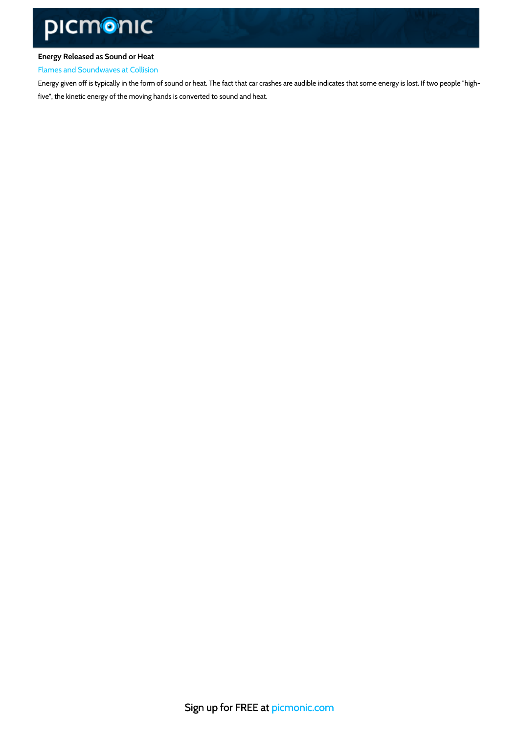**Energy Released as Sound or Heat**

Flames and Soundwaves at Collision

Energy given off is typically in the form of sound or heat. The fact that car crashes are audible indicates that some energy is lost. If two people "high-five", the kinetic energy of the moving hands is converted to sound and heat.